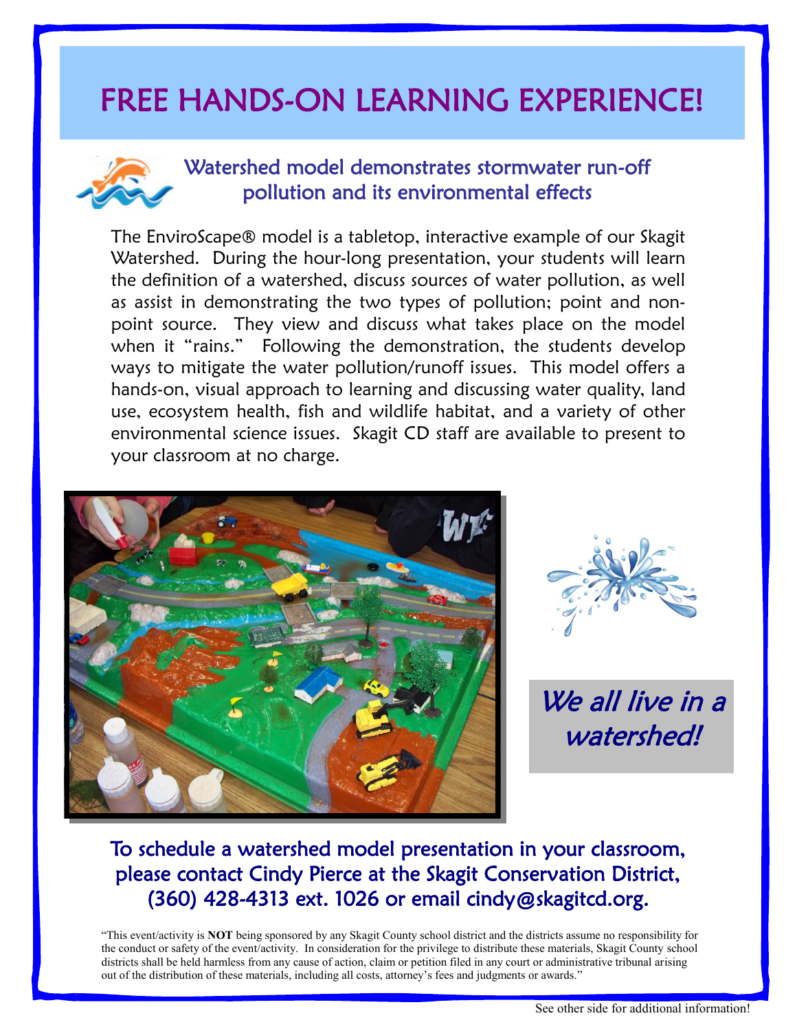# FREE HANDS-ON LEARNING EXPERIENCE!

## Watershed model demonstrates stormwater run-off pollution and its environmental effects

The EnviroScape® model is a tabletop, interactive example of our Skagit Watershed. During the hour-long presentation, your students will learn the definition of a watershed, discuss sources of water pollution, as well as assist in demonstrating the two types of pollution; point and non-point source. They view and discuss what takes place on the model when it "rains." Following the demonstration, the students develop ways to mitigate the water pollution/runoff issues. This model offers a hands-on, visual approach to learning and discussing water quality, land use, ecosystem health, fish and wildlife habitat, and a variety of other environmental science issues. Skagit CD staff are available to present to your classroom at no charge.

*We all live in a watershed!*

**To schedule a watershed model presentation in your classroom, please contact Cindy Pierce at the Skagit Conservation District, (360) 428-4313 ext. 1026 or email cindy@skagitcd.org.**

"This event/activity is **NOT** being sponsored by any Skagit County school district and the districts assume no responsibility for the conduct or safety of the event/activity. In consideration for the privilege to distribute these materials, Skagit County school districts shall be held harmless from any cause of action, claim or petition filed in any court or administrative tribunal arising out of the distribution of these materials, including all costs, attorney's fees and judgments or awards."

See other side for additional information!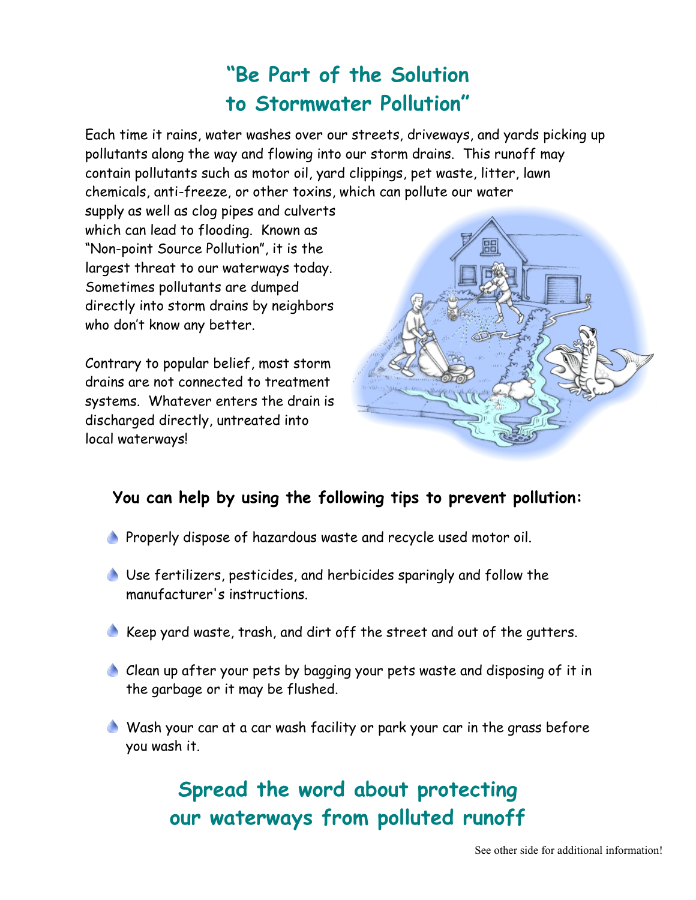# "Be Part of the Solution to Stormwater Pollution"

Each time it rains, water washes over our streets, driveways, and yards picking up pollutants along the way and flowing into our storm drains. This runoff may contain pollutants such as motor oil, yard clippings, pet waste, litter, lawn chemicals, anti-freeze, or other toxins, which can pollute our water supply as well as clog pipes and culverts which can lead to flooding. Known as "Non-point Source Pollution", it is the largest threat to our waterways today. Sometimes pollutants are dumped directly into storm drains by neighbors who don't know any better.

Contrary to popular belief, most storm drains are not connected to treatment systems. Whatever enters the drain is discharged directly, untreated into local waterways!

**You can help by using the following tips to prevent pollution:**

- Properly dispose of hazardous waste and recycle used motor oil.
- Use fertilizers, pesticides, and herbicides sparingly and follow the manufacturer's instructions.
- Keep yard waste, trash, and dirt off the street and out of the gutters.
- Clean up after your pets by bagging your pets waste and disposing of it in the garbage or it may be flushed.
- Wash your car at a car wash facility or park your car in the grass before you wash it.

## Spread the word about protecting our waterways from polluted runoff

See other side for additional information!